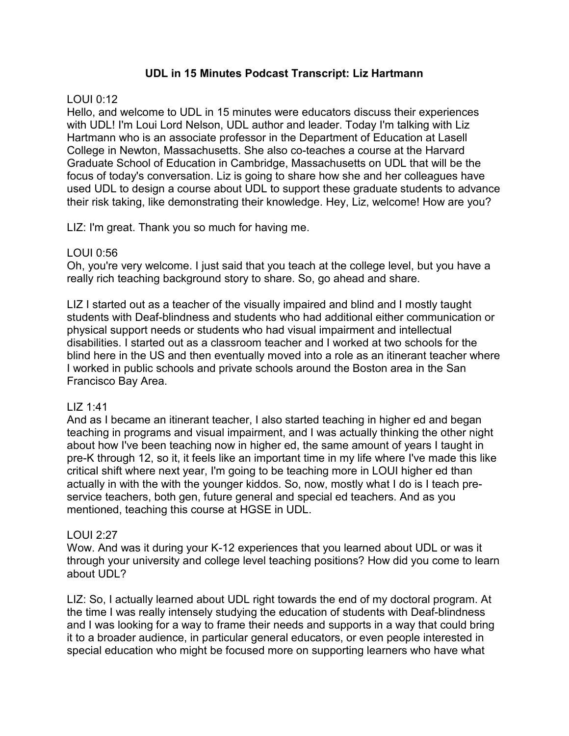# UDL in 15 Minutes Podcast Transcript: Liz Hartmann

LOUI 0:12
Hello, and welcome to UDL in 15 minutes were educators discuss their experiences with UDL! I'm Loui Lord Nelson, UDL author and leader. Today I'm talking with Liz Hartmann who is an associate professor in the Department of Education at Lasell College in Newton, Massachusetts. She also co-teaches a course at the Harvard Graduate School of Education in Cambridge, Massachusetts on UDL that will be the focus of today's conversation. Liz is going to share how she and her colleagues have used UDL to design a course about UDL to support these graduate students to advance their risk taking, like demonstrating their knowledge. Hey, Liz, welcome! How are you?

LIZ: I'm great. Thank you so much for having me.

LOUI 0:56
Oh, you're very welcome. I just said that you teach at the college level, but you have a really rich teaching background story to share. So, go ahead and share.

LIZ I started out as a teacher of the visually impaired and blind and I mostly taught students with Deaf-blindness and students who had additional either communication or physical support needs or students who had visual impairment and intellectual disabilities. I started out as a classroom teacher and I worked at two schools for the blind here in the US and then eventually moved into a role as an itinerant teacher where I worked in public schools and private schools around the Boston area in the San Francisco Bay Area.

LIZ 1:41
And as I became an itinerant teacher, I also started teaching in higher ed and began teaching in programs and visual impairment, and I was actually thinking the other night about how I've been teaching now in higher ed, the same amount of years I taught in pre-K through 12, so it, it feels like an important time in my life where I've made this like critical shift where next year, I'm going to be teaching more in LOUI higher ed than actually in with the with the younger kiddos. So, now, mostly what I do is I teach pre-service teachers, both gen, future general and special ed teachers. And as you mentioned, teaching this course at HGSE in UDL.

LOUI 2:27
Wow. And was it during your K-12 experiences that you learned about UDL or was it through your university and college level teaching positions? How did you come to learn about UDL?

LIZ: So, I actually learned about UDL right towards the end of my doctoral program. At the time I was really intensely studying the education of students with Deaf-blindness and I was looking for a way to frame their needs and supports in a way that could bring it to a broader audience, in particular general educators, or even people interested in special education who might be focused more on supporting learners who have what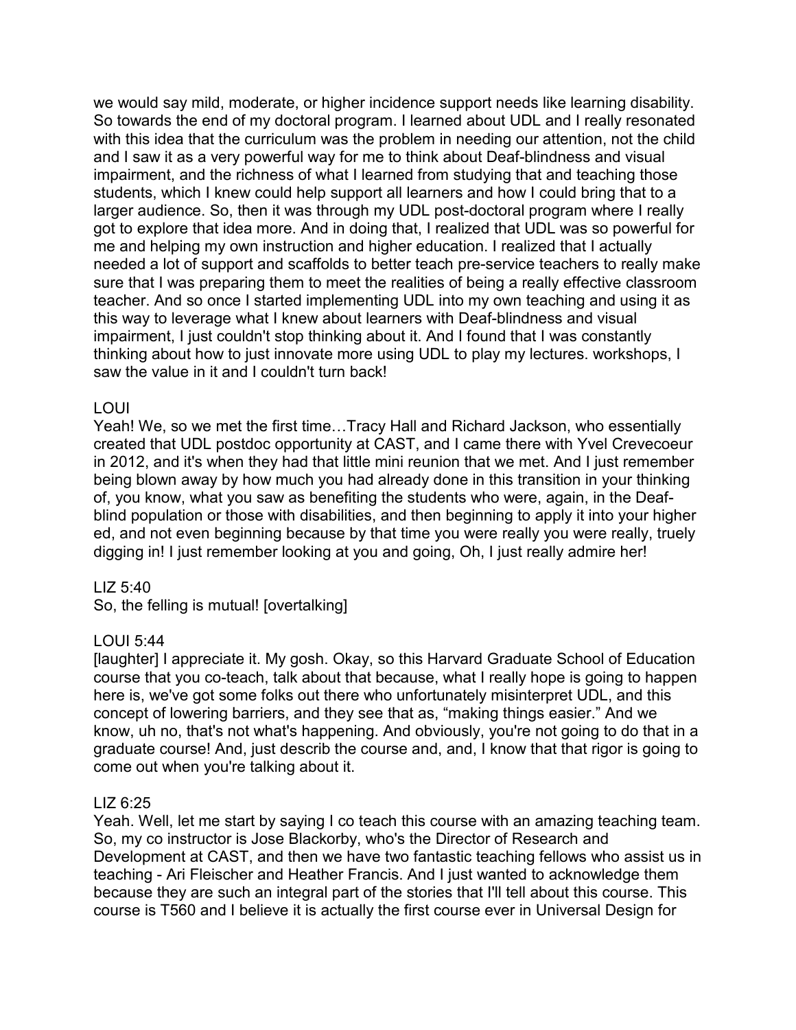we would say mild, moderate, or higher incidence support needs like learning disability. So towards the end of my doctoral program. I learned about UDL and I really resonated with this idea that the curriculum was the problem in needing our attention, not the child and I saw it as a very powerful way for me to think about Deaf-blindness and visual impairment, and the richness of what I learned from studying that and teaching those students, which I knew could help support all learners and how I could bring that to a larger audience. So, then it was through my UDL post-doctoral program where I really got to explore that idea more. And in doing that, I realized that UDL was so powerful for me and helping my own instruction and higher education. I realized that I actually needed a lot of support and scaffolds to better teach pre-service teachers to really make sure that I was preparing them to meet the realities of being a really effective classroom teacher. And so once I started implementing UDL into my own teaching and using it as this way to leverage what I knew about learners with Deaf-blindness and visual impairment, I just couldn't stop thinking about it. And I found that I was constantly thinking about how to just innovate more using UDL to play my lectures. workshops, I saw the value in it and I couldn't turn back!

LOUI
Yeah! We, so we met the first time…Tracy Hall and Richard Jackson, who essentially created that UDL postdoc opportunity at CAST, and I came there with Yvel Crevecoeur in 2012, and it's when they had that little mini reunion that we met. And I just remember being blown away by how much you had already done in this transition in your thinking of, you know, what you saw as benefiting the students who were, again, in the Deaf-blind population or those with disabilities, and then beginning to apply it into your higher ed, and not even beginning because by that time you were really you were really, truely digging in! I just remember looking at you and going, Oh, I just really admire her!

LIZ 5:40
So, the felling is mutual! [overtalking]

LOUI 5:44
[laughter] I appreciate it. My gosh. Okay, so this Harvard Graduate School of Education course that you co-teach, talk about that because, what I really hope is going to happen here is, we've got some folks out there who unfortunately misinterpret UDL, and this concept of lowering barriers, and they see that as, "making things easier." And we know, uh no, that's not what's happening. And obviously, you're not going to do that in a graduate course! And, just describ the course and, and, I know that that rigor is going to come out when you're talking about it.

LIZ 6:25
Yeah. Well, let me start by saying I co teach this course with an amazing teaching team. So, my co instructor is Jose Blackorby, who's the Director of Research and Development at CAST, and then we have two fantastic teaching fellows who assist us in teaching - Ari Fleischer and Heather Francis. And I just wanted to acknowledge them because they are such an integral part of the stories that I'll tell about this course. This course is T560 and I believe it is actually the first course ever in Universal Design for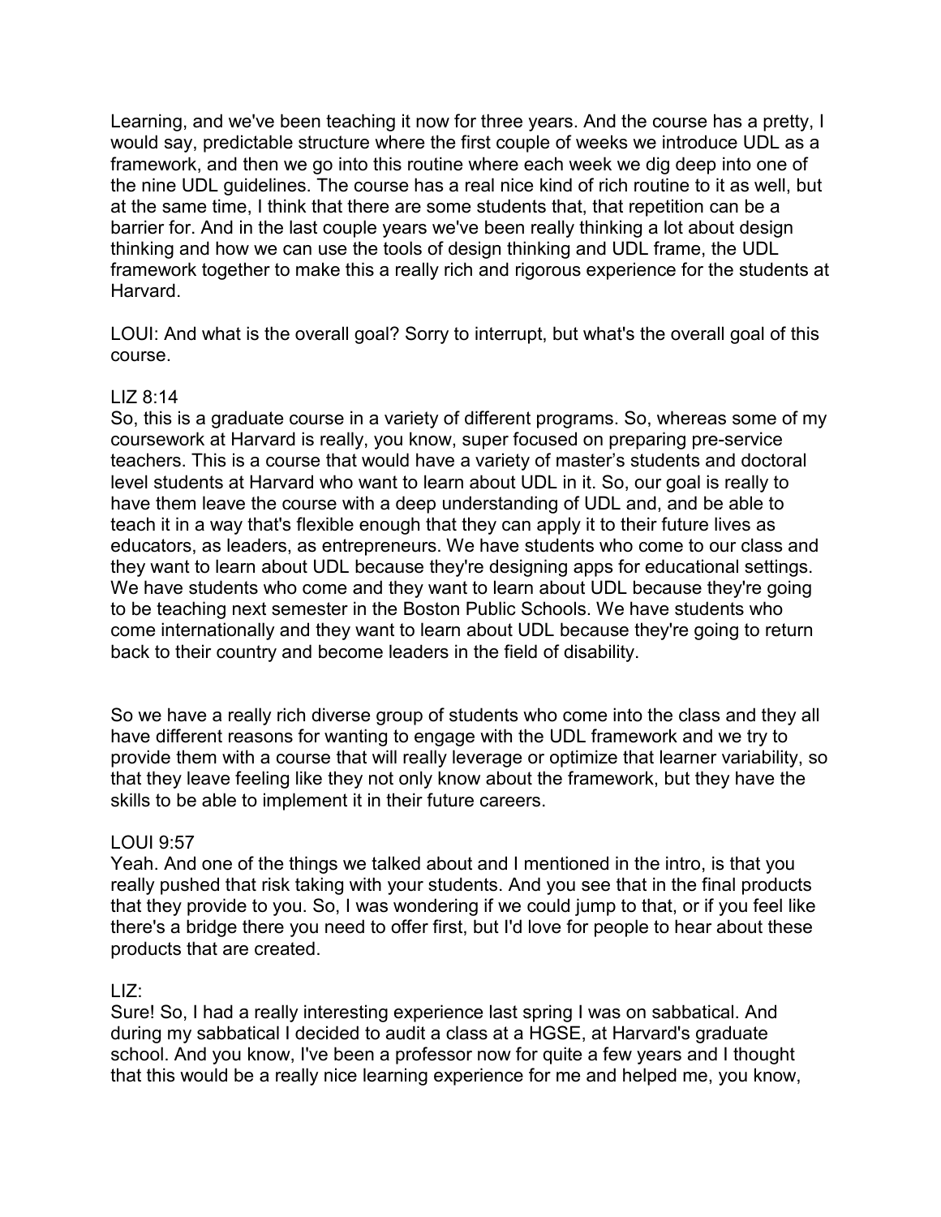Learning, and we've been teaching it now for three years. And the course has a pretty, I would say, predictable structure where the first couple of weeks we introduce UDL as a framework, and then we go into this routine where each week we dig deep into one of the nine UDL guidelines. The course has a real nice kind of rich routine to it as well, but at the same time, I think that there are some students that, that repetition can be a barrier for. And in the last couple years we've been really thinking a lot about design thinking and how we can use the tools of design thinking and UDL frame, the UDL framework together to make this a really rich and rigorous experience for the students at Harvard.

LOUI: And what is the overall goal? Sorry to interrupt, but what's the overall goal of this course.

LIZ 8:14
So, this is a graduate course in a variety of different programs. So, whereas some of my coursework at Harvard is really, you know, super focused on preparing pre-service teachers. This is a course that would have a variety of master's students and doctoral level students at Harvard who want to learn about UDL in it. So, our goal is really to have them leave the course with a deep understanding of UDL and, and be able to teach it in a way that's flexible enough that they can apply it to their future lives as educators, as leaders, as entrepreneurs. We have students who come to our class and they want to learn about UDL because they're designing apps for educational settings. We have students who come and they want to learn about UDL because they're going to be teaching next semester in the Boston Public Schools. We have students who come internationally and they want to learn about UDL because they're going to return back to their country and become leaders in the field of disability.

So we have a really rich diverse group of students who come into the class and they all have different reasons for wanting to engage with the UDL framework and we try to provide them with a course that will really leverage or optimize that learner variability, so that they leave feeling like they not only know about the framework, but they have the skills to be able to implement it in their future careers.

LOUI 9:57
Yeah. And one of the things we talked about and I mentioned in the intro, is that you really pushed that risk taking with your students. And you see that in the final products that they provide to you. So, I was wondering if we could jump to that, or if you feel like there's a bridge there you need to offer first, but I'd love for people to hear about these products that are created.

LIZ:
Sure! So, I had a really interesting experience last spring I was on sabbatical. And during my sabbatical I decided to audit a class at a HGSE, at Harvard's graduate school. And you know, I've been a professor now for quite a few years and I thought that this would be a really nice learning experience for me and helped me, you know,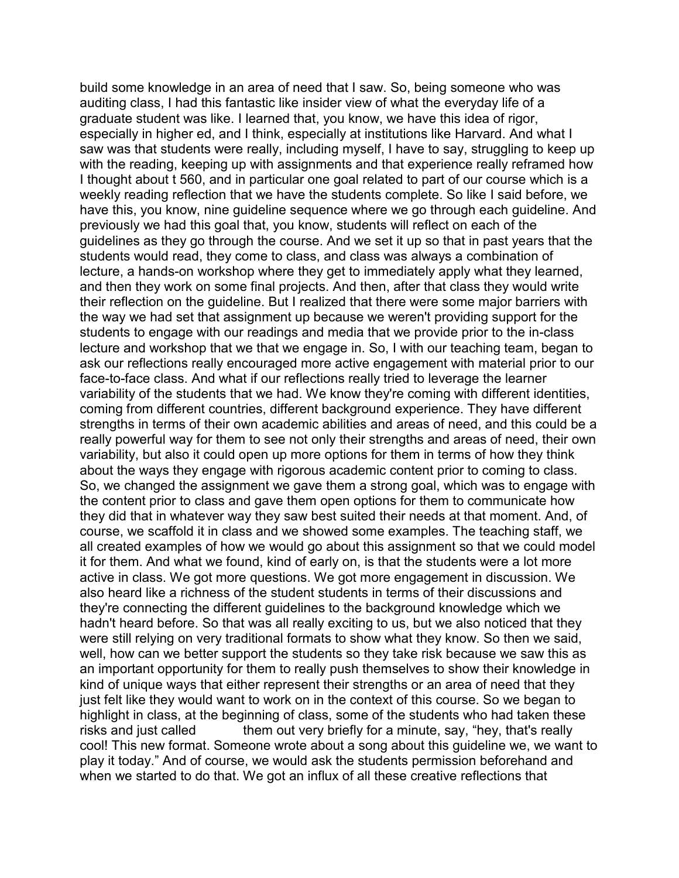build some knowledge in an area of need that I saw. So, being someone who was auditing class, I had this fantastic like insider view of what the everyday life of a graduate student was like. I learned that, you know, we have this idea of rigor, especially in higher ed, and I think, especially at institutions like Harvard. And what I saw was that students were really, including myself, I have to say, struggling to keep up with the reading, keeping up with assignments and that experience really reframed how I thought about t 560, and in particular one goal related to part of our course which is a weekly reading reflection that we have the students complete. So like I said before, we have this, you know, nine guideline sequence where we go through each guideline. And previously we had this goal that, you know, students will reflect on each of the guidelines as they go through the course. And we set it up so that in past years that the students would read, they come to class, and class was always a combination of lecture, a hands-on workshop where they get to immediately apply what they learned, and then they work on some final projects. And then, after that class they would write their reflection on the guideline. But I realized that there were some major barriers with the way we had set that assignment up because we weren't providing support for the students to engage with our readings and media that we provide prior to the in-class lecture and workshop that we that we engage in. So, I with our teaching team, began to ask our reflections really encouraged more active engagement with material prior to our face-to-face class. And what if our reflections really tried to leverage the learner variability of the students that we had. We know they're coming with different identities, coming from different countries, different background experience. They have different strengths in terms of their own academic abilities and areas of need, and this could be a really powerful way for them to see not only their strengths and areas of need, their own variability, but also it could open up more options for them in terms of how they think about the ways they engage with rigorous academic content prior to coming to class. So, we changed the assignment we gave them a strong goal, which was to engage with the content prior to class and gave them open options for them to communicate how they did that in whatever way they saw best suited their needs at that moment. And, of course, we scaffold it in class and we showed some examples. The teaching staff, we all created examples of how we would go about this assignment so that we could model it for them. And what we found, kind of early on, is that the students were a lot more active in class. We got more questions. We got more engagement in discussion. We also heard like a richness of the student students in terms of their discussions and they're connecting the different guidelines to the background knowledge which we hadn't heard before. So that was all really exciting to us, but we also noticed that they were still relying on very traditional formats to show what they know. So then we said, well, how can we better support the students so they take risk because we saw this as an important opportunity for them to really push themselves to show their knowledge in kind of unique ways that either represent their strengths or an area of need that they just felt like they would want to work on in the context of this course. So we began to highlight in class, at the beginning of class, some of the students who had taken these risks and just called them out very briefly for a minute, say, "hey, that's really cool! This new format. Someone wrote about a song about this guideline we, we want to play it today." And of course, we would ask the students permission beforehand and when we started to do that. We got an influx of all these creative reflections that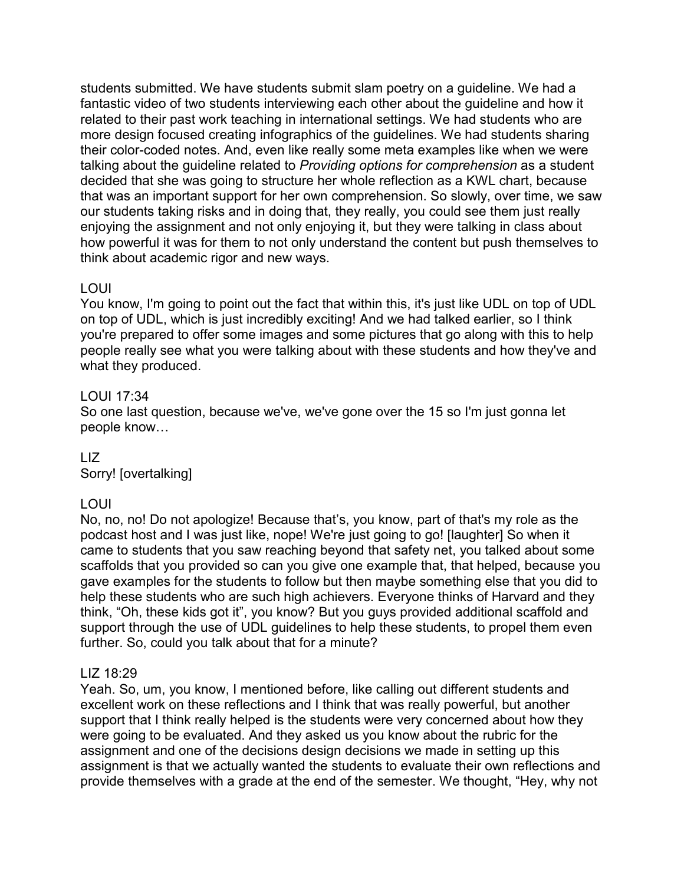students submitted. We have students submit slam poetry on a guideline. We had a fantastic video of two students interviewing each other about the guideline and how it related to their past work teaching in international settings. We had students who are more design focused creating infographics of the guidelines. We had students sharing their color-coded notes. And, even like really some meta examples like when we were talking about the guideline related to *Providing options for comprehension* as a student decided that she was going to structure her whole reflection as a KWL chart, because that was an important support for her own comprehension. So slowly, over time, we saw our students taking risks and in doing that, they really, you could see them just really enjoying the assignment and not only enjoying it, but they were talking in class about how powerful it was for them to not only understand the content but push themselves to think about academic rigor and new ways.

LOUI
You know, I'm going to point out the fact that within this, it's just like UDL on top of UDL on top of UDL, which is just incredibly exciting! And we had talked earlier, so I think you're prepared to offer some images and some pictures that go along with this to help people really see what you were talking about with these students and how they've and what they produced.

LOUI 17:34
So one last question, because we've, we've gone over the 15 so I'm just gonna let people know…

LIZ
Sorry! [overtalking]

LOUI
No, no, no! Do not apologize! Because that's, you know, part of that's my role as the podcast host and I was just like, nope! We're just going to go! [laughter] So when it came to students that you saw reaching beyond that safety net, you talked about some scaffolds that you provided so can you give one example that, that helped, because you gave examples for the students to follow but then maybe something else that you did to help these students who are such high achievers. Everyone thinks of Harvard and they think, "Oh, these kids got it", you know? But you guys provided additional scaffold and support through the use of UDL guidelines to help these students, to propel them even further. So, could you talk about that for a minute?

LIZ 18:29
Yeah. So, um, you know, I mentioned before, like calling out different students and excellent work on these reflections and I think that was really powerful, but another support that I think really helped is the students were very concerned about how they were going to be evaluated. And they asked us you know about the rubric for the assignment and one of the decisions design decisions we made in setting up this assignment is that we actually wanted the students to evaluate their own reflections and provide themselves with a grade at the end of the semester. We thought, "Hey, why not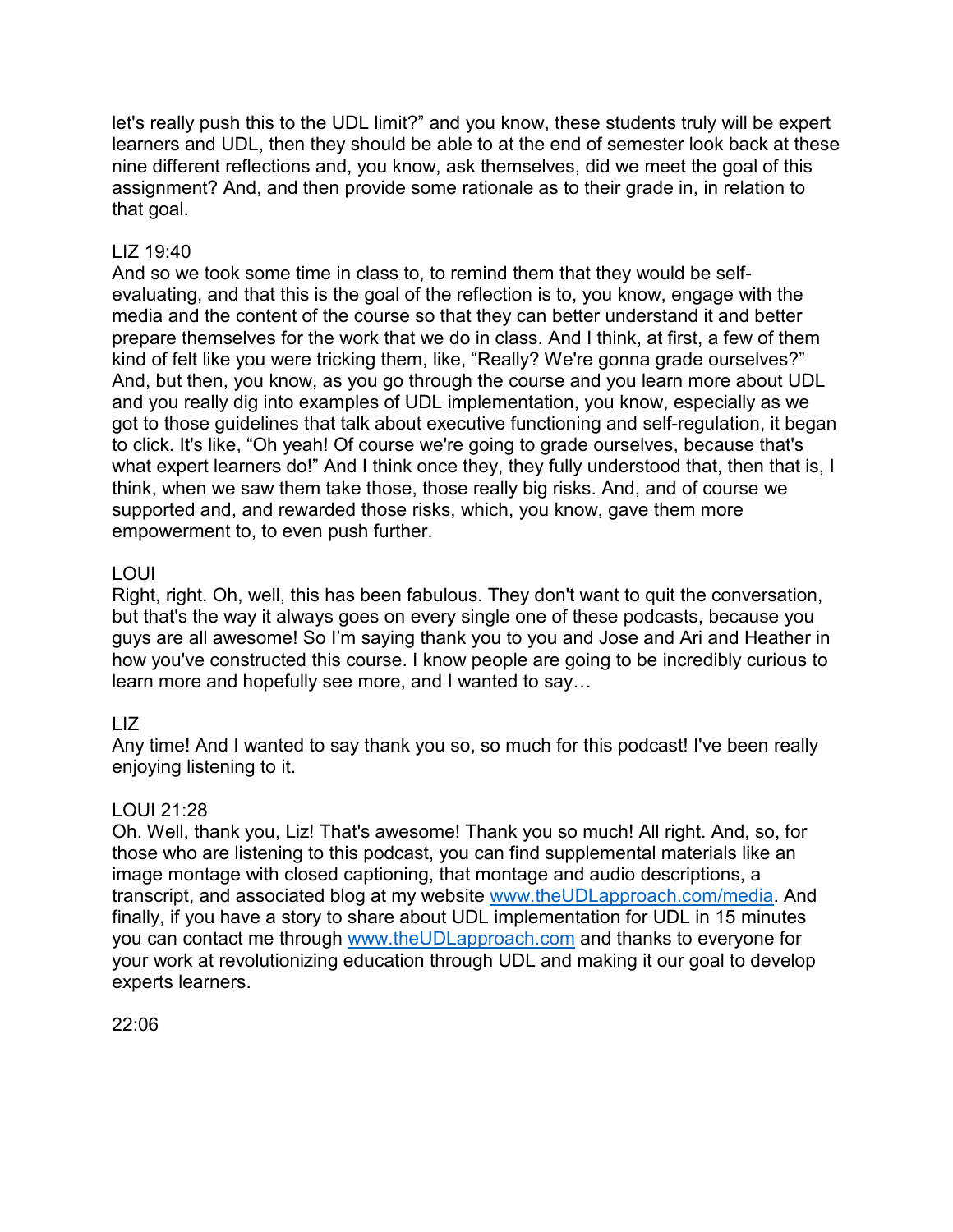let's really push this to the UDL limit?" and you know, these students truly will be expert learners and UDL, then they should be able to at the end of semester look back at these nine different reflections and, you know, ask themselves, did we meet the goal of this assignment? And, and then provide some rationale as to their grade in, in relation to that goal.

LIZ 19:40

And so we took some time in class to, to remind them that they would be self-evaluating, and that this is the goal of the reflection is to, you know, engage with the media and the content of the course so that they can better understand it and better prepare themselves for the work that we do in class. And I think, at first, a few of them kind of felt like you were tricking them, like, "Really? We're gonna grade ourselves?" And, but then, you know, as you go through the course and you learn more about UDL and you really dig into examples of UDL implementation, you know, especially as we got to those guidelines that talk about executive functioning and self-regulation, it began to click. It's like, "Oh yeah! Of course we're going to grade ourselves, because that's what expert learners do!" And I think once they, they fully understood that, then that is, I think, when we saw them take those, those really big risks. And, and of course we supported and, and rewarded those risks, which, you know, gave them more empowerment to, to even push further.

LOUI

Right, right. Oh, well, this has been fabulous. They don't want to quit the conversation, but that's the way it always goes on every single one of these podcasts, because you guys are all awesome! So I'm saying thank you to you and Jose and Ari and Heather in how you've constructed this course. I know people are going to be incredibly curious to learn more and hopefully see more, and I wanted to say…

LIZ

Any time! And I wanted to say thank you so, so much for this podcast! I've been really enjoying listening to it.

LOUI 21:28

Oh. Well, thank you, Liz! That's awesome! Thank you so much! All right. And, so, for those who are listening to this podcast, you can find supplemental materials like an image montage with closed captioning, that montage and audio descriptions, a transcript, and associated blog at my website [www.theUDLapproach.com/media](www.theUDLapproach.com/media). And finally, if you have a story to share about UDL implementation for UDL in 15 minutes you can contact me through [www.theUDLapproach.com](www.theUDLapproach.com) and thanks to everyone for your work at revolutionizing education through UDL and making it our goal to develop experts learners.

22:06